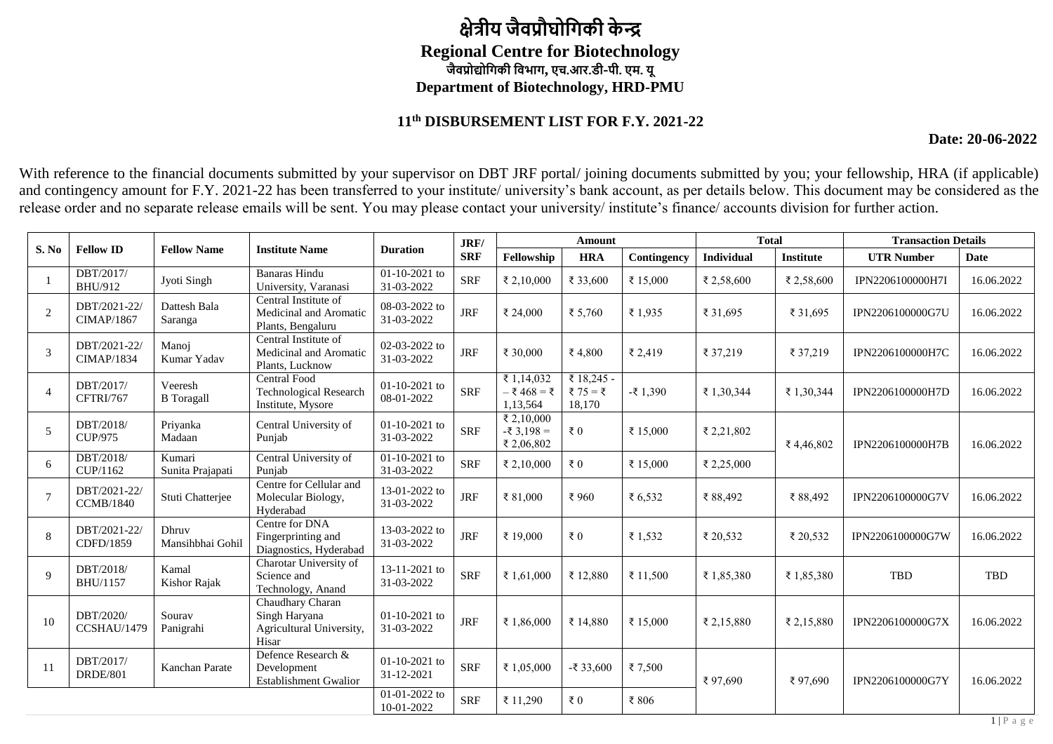# क्षेत्रीय जैवप्रौघोगिकी केन्द्र

## Regional Centre for Biotechnology

### जैवप्रोद्योगिकी विभाग, एच.आर.डी-पी. एम. यू

### Department of Biotechnology, HRD-PMU

**11th DISBURSEMENT LIST FOR F.Y. 2021-22**

**Date: 20-06-2022**

With reference to the financial documents submitted by your supervisor on DBT JRF portal/ joining documents submitted by you; your fellowship, HRA (if applicable) and contingency amount for F.Y. 2021-22 has been transferred to your institute/ university's bank account, as per details below. This document may be considered as the release order and no separate release emails will be sent. You may please contact your university/ institute's finance/ accounts division for further action.

| S. No | Fellow ID | Fellow Name | Institute Name | Duration | JRF/ SRF | Amount | | | Total | | Transaction Details | |
|---|---|---|---|---|---|---|---|---|---|---|---|---|
| | | | | | | Fellowship | HRA | Contingency | Individual | Institute | UTR Number | Date |
| 1 | DBT/2017/ BHU/912 | Jyoti Singh | Banaras Hindu University, Varanasi | 01-10-2021 to 31-03-2022 | SRF | ₹ 2,10,000 | ₹ 33,600 | ₹ 15,000 | ₹ 2,58,600 | ₹ 2,58,600 | IPN2206100000H7I | 16.06.2022 |
| 2 | DBT/2021-22/ CIMAP/1867 | Dattesh Bala Saranga | Central Institute of Medicinal and Aromatic Plants, Bengaluru | 08-03-2022 to 31-03-2022 | JRF | ₹ 24,000 | ₹ 5,760 | ₹ 1,935 | ₹ 31,695 | ₹ 31,695 | IPN2206100000G7U | 16.06.2022 |
| 3 | DBT/2021-22/ CIMAP/1834 | Manoj Kumar Yadav | Central Institute of Medicinal and Aromatic Plants, Lucknow | 02-03-2022 to 31-03-2022 | JRF | ₹ 30,000 | ₹ 4,800 | ₹ 2,419 | ₹ 37,219 | ₹ 37,219 | IPN2206100000H7C | 16.06.2022 |
| 4 | DBT/2017/ CFTRI/767 | Veeresh B Toragall | Central Food Technological Research Institute, Mysore | 01-10-2021 to 08-01-2022 | SRF | ₹ 1,14,032 – ₹ 468 = ₹ 1,13,564 | ₹ 18,245 - ₹ 75 = ₹ 18,170 | -₹ 1,390 | ₹ 1,30,344 | ₹ 1,30,344 | IPN2206100000H7D | 16.06.2022 |
| 5 | DBT/2018/ CUP/975 | Priyanka Madaan | Central University of Punjab | 01-10-2021 to 31-03-2022 | SRF | ₹ 2,10,000 -₹ 3,198 = ₹ 2,06,802 | ₹ 0 | ₹ 15,000 | ₹ 2,21,802 | ₹ 4,46,802 | IPN2206100000H7B | 16.06.2022 |
| 6 | DBT/2018/ CUP/1162 | Kumari Sunita Prajapati | Central University of Punjab | 01-10-2021 to 31-03-2022 | SRF | ₹ 2,10,000 | ₹ 0 | ₹ 15,000 | ₹ 2,25,000 | | | |
| 7 | DBT/2021-22/ CCMB/1840 | Stuti Chatterjee | Centre for Cellular and Molecular Biology, Hyderabad | 13-01-2022 to 31-03-2022 | JRF | ₹ 81,000 | ₹ 960 | ₹ 6,532 | ₹ 88,492 | ₹ 88,492 | IPN2206100000G7V | 16.06.2022 |
| 8 | DBT/2021-22/ CDFD/1859 | Dhruv Mansihbhai Gohil | Centre for DNA Fingerprinting and Diagnostics, Hyderabad | 13-03-2022 to 31-03-2022 | JRF | ₹ 19,000 | ₹ 0 | ₹ 1,532 | ₹ 20,532 | ₹ 20,532 | IPN2206100000G7W | 16.06.2022 |
| 9 | DBT/2018/ BHU/1157 | Kamal Kishor Rajak | Charotar University of Science and Technology, Anand | 13-11-2021 to 31-03-2022 | SRF | ₹ 1,61,000 | ₹ 12,880 | ₹ 11,500 | ₹ 1,85,380 | ₹ 1,85,380 | TBD | TBD |
| 10 | DBT/2020/ CCSHAU/1479 | Sourav Panigrahi | Chaudhary Charan Singh Haryana Agricultural University, Hisar | 01-10-2021 to 31-03-2022 | JRF | ₹ 1,86,000 | ₹ 14,880 | ₹ 15,000 | ₹ 2,15,880 | ₹ 2,15,880 | IPN2206100000G7X | 16.06.2022 |
| 11 | DBT/2017/ DRDE/801 | Kanchan Parate | Defence Research & Development Establishment Gwalior | 01-10-2021 to 31-12-2021 | SRF | ₹ 1,05,000 | -₹ 33,600 | ₹ 7,500 | ₹ 97,690 | ₹ 97,690 | IPN2206100000G7Y | 16.06.2022 |
| | | | | 01-01-2022 to 10-01-2022 | SRF | ₹ 11,290 | ₹ 0 | ₹ 806 | | | | |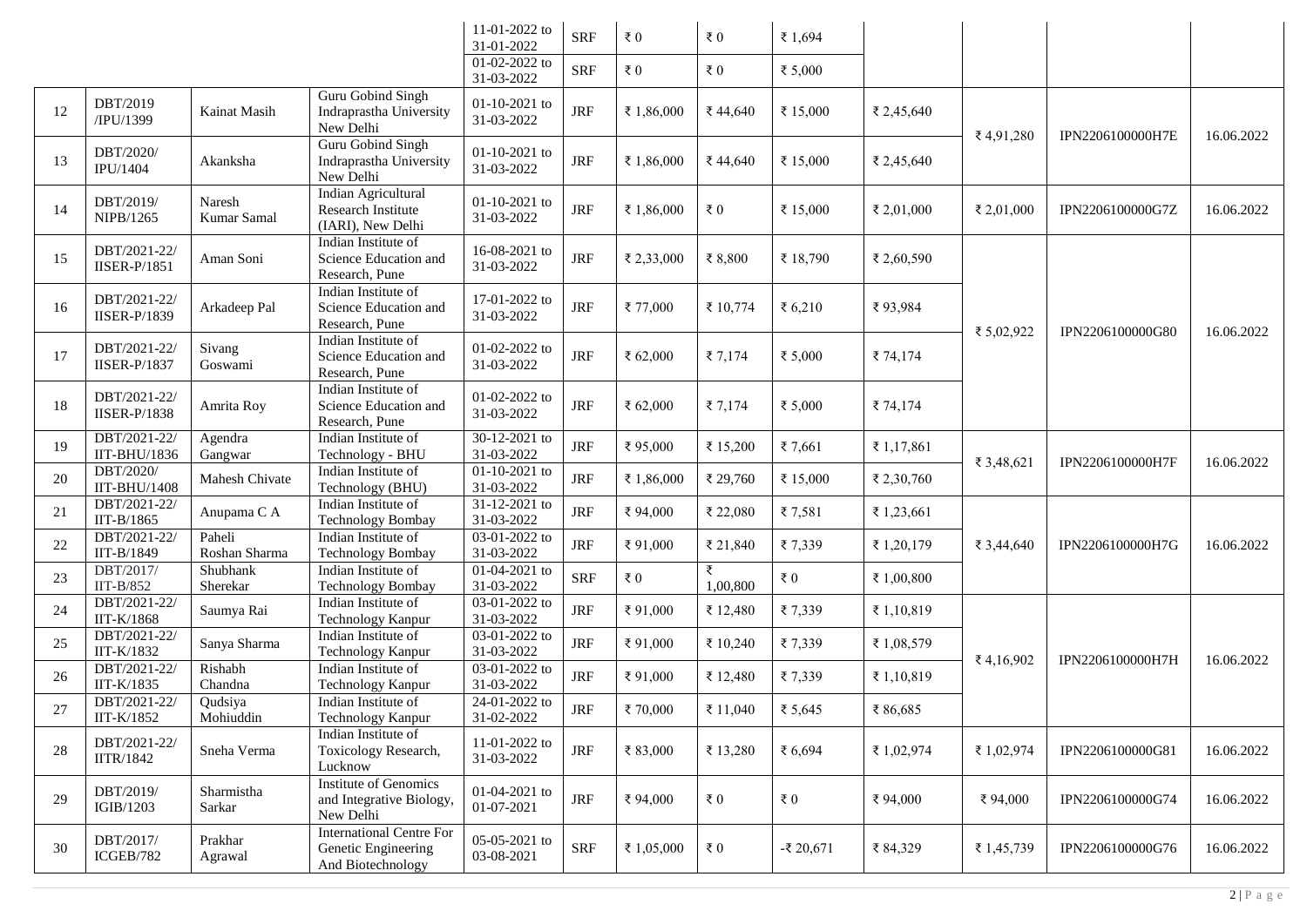| | | | | 11-01-2022 to 31-01-2022 | SRF | ₹ 0 | ₹ 0 | ₹ 1,694 | | | | |
|---|---|---|---|---|---|---|---|---|---|---|---|---|
| | | | | 01-02-2022 to 31-03-2022 | SRF | ₹ 0 | ₹ 0 | ₹ 5,000 | | | | |
| 12 | DBT/2019 /IPU/1399 | Kainat Masih | Guru Gobind Singh Indraprastha University New Delhi | 01-10-2021 to 31-03-2022 | JRF | ₹ 1,86,000 | ₹ 44,640 | ₹ 15,000 | ₹ 2,45,640 | ₹ 4,91,280 | IPN2206100000H7E | 16.06.2022 |
| 13 | DBT/2020/ IPU/1404 | Akanksha | Guru Gobind Singh Indraprastha University New Delhi | 01-10-2021 to 31-03-2022 | JRF | ₹ 1,86,000 | ₹ 44,640 | ₹ 15,000 | ₹ 2,45,640 | | | |
| 14 | DBT/2019/ NIPB/1265 | Naresh Kumar Samal | Indian Agricultural Research Institute (IARI), New Delhi | 01-10-2021 to 31-03-2022 | JRF | ₹ 1,86,000 | ₹ 0 | ₹ 15,000 | ₹ 2,01,000 | ₹ 2,01,000 | IPN2206100000G7Z | 16.06.2022 |
| 15 | DBT/2021-22/ IISER-P/1851 | Aman Soni | Indian Institute of Science Education and Research, Pune | 16-08-2021 to 31-03-2022 | JRF | ₹ 2,33,000 | ₹ 8,800 | ₹ 18,790 | ₹ 2,60,590 | ₹ 5,02,922 | IPN2206100000G80 | 16.06.2022 |
| 16 | DBT/2021-22/ IISER-P/1839 | Arkadeep Pal | Indian Institute of Science Education and Research, Pune | 17-01-2022 to 31-03-2022 | JRF | ₹ 77,000 | ₹ 10,774 | ₹ 6,210 | ₹ 93,984 | | | |
| 17 | DBT/2021-22/ IISER-P/1837 | Sivang Goswami | Indian Institute of Science Education and Research, Pune | 01-02-2022 to 31-03-2022 | JRF | ₹ 62,000 | ₹ 7,174 | ₹ 5,000 | ₹ 74,174 | | | |
| 18 | DBT/2021-22/ IISER-P/1838 | Amrita Roy | Indian Institute of Science Education and Research, Pune | 01-02-2022 to 31-03-2022 | JRF | ₹ 62,000 | ₹ 7,174 | ₹ 5,000 | ₹ 74,174 | | | |
| 19 | DBT/2021-22/ IIT-BHU/1836 | Agendra Gangwar | Indian Institute of Technology - BHU | 30-12-2021 to 31-03-2022 | JRF | ₹ 95,000 | ₹ 15,200 | ₹ 7,661 | ₹ 1,17,861 | ₹ 3,48,621 | IPN2206100000H7F | 16.06.2022 |
| 20 | DBT/2020/ IIT-BHU/1408 | Mahesh Chivate | Indian Institute of Technology (BHU) | 01-10-2021 to 31-03-2022 | JRF | ₹ 1,86,000 | ₹ 29,760 | ₹ 15,000 | ₹ 2,30,760 | | | |
| 21 | DBT/2021-22/ IIT-B/1865 | Anupama C A | Indian Institute of Technology Bombay | 31-12-2021 to 31-03-2022 | JRF | ₹ 94,000 | ₹ 22,080 | ₹ 7,581 | ₹ 1,23,661 | ₹ 3,44,640 | IPN2206100000H7G | 16.06.2022 |
| 22 | DBT/2021-22/ IIT-B/1849 | Paheli Roshan Sharma | Indian Institute of Technology Bombay | 03-01-2022 to 31-03-2022 | JRF | ₹ 91,000 | ₹ 21,840 | ₹ 7,339 | ₹ 1,20,179 | | | |
| 23 | DBT/2017/ IIT-B/852 | Shubhank Sherekar | Indian Institute of Technology Bombay | 01-04-2021 to 31-03-2022 | SRF | ₹ 0 | ₹ 1,00,800 | ₹ 0 | ₹ 1,00,800 | | | |
| 24 | DBT/2021-22/ IIT-K/1868 | Saumya Rai | Indian Institute of Technology Kanpur | 03-01-2022 to 31-03-2022 | JRF | ₹ 91,000 | ₹ 12,480 | ₹ 7,339 | ₹ 1,10,819 | ₹ 4,16,902 | IPN2206100000H7H | 16.06.2022 |
| 25 | DBT/2021-22/ IIT-K/1832 | Sanya Sharma | Indian Institute of Technology Kanpur | 03-01-2022 to 31-03-2022 | JRF | ₹ 91,000 | ₹ 10,240 | ₹ 7,339 | ₹ 1,08,579 | | | |
| 26 | DBT/2021-22/ IIT-K/1835 | Rishabh Chandna | Indian Institute of Technology Kanpur | 03-01-2022 to 31-03-2022 | JRF | ₹ 91,000 | ₹ 12,480 | ₹ 7,339 | ₹ 1,10,819 | | | |
| 27 | DBT/2021-22/ IIT-K/1852 | Qudsiya Mohiuddin | Indian Institute of Technology Kanpur | 24-01-2022 to 31-02-2022 | JRF | ₹ 70,000 | ₹ 11,040 | ₹ 5,645 | ₹ 86,685 | | | |
| 28 | DBT/2021-22/ IITR/1842 | Sneha Verma | Indian Institute of Toxicology Research, Lucknow | 11-01-2022 to 31-03-2022 | JRF | ₹ 83,000 | ₹ 13,280 | ₹ 6,694 | ₹ 1,02,974 | ₹ 1,02,974 | IPN2206100000G81 | 16.06.2022 |
| 29 | DBT/2019/ IGIB/1203 | Sharmistha Sarkar | Institute of Genomics and Integrative Biology, New Delhi | 01-04-2021 to 01-07-2021 | JRF | ₹ 94,000 | ₹ 0 | ₹ 0 | ₹ 94,000 | ₹ 94,000 | IPN2206100000G74 | 16.06.2022 |
| 30 | DBT/2017/ ICGEB/782 | Prakhar Agrawal | International Centre For Genetic Engineering And Biotechnology | 05-05-2021 to 03-08-2021 | SRF | ₹ 1,05,000 | ₹ 0 | -₹ 20,671 | ₹ 84,329 | ₹ 1,45,739 | IPN2206100000G76 | 16.06.2022 |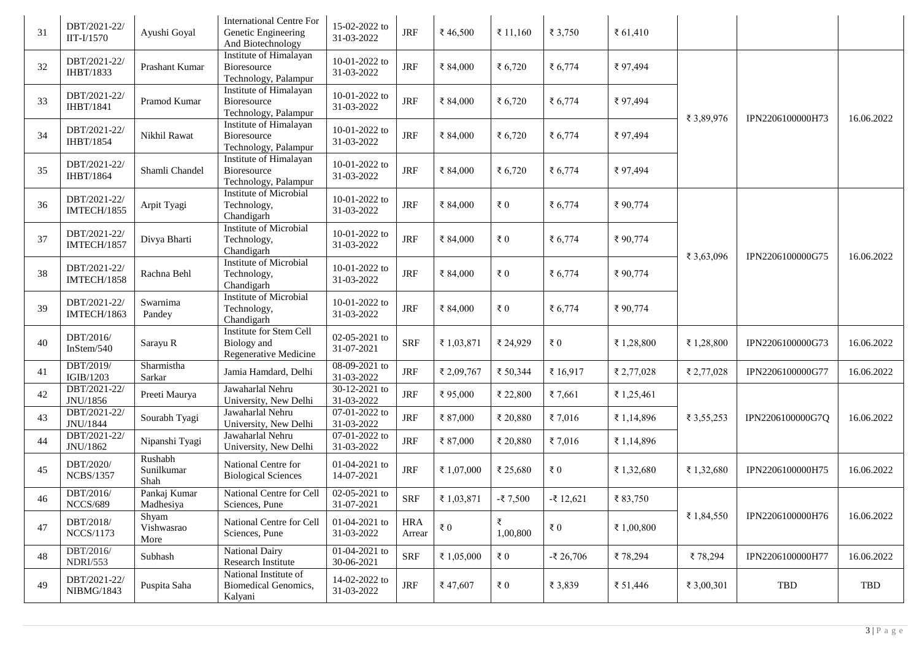| 31 | DBT/2021-22/ IIT-I/1570 | Ayushi Goyal | International Centre For Genetic Engineering And Biotechnology | 15-02-2022 to 31-03-2022 | JRF | ₹ 46,500 | ₹ 11,160 | ₹ 3,750 | ₹ 61,410 | | | |
|---|---|---|---|---|---|---|---|---|---|---|---|---|
| 32 | DBT/2021-22/ IHBT/1833 | Prashant Kumar | Institute of Himalayan Bioresource Technology, Palampur | 10-01-2022 to 31-03-2022 | JRF | ₹ 84,000 | ₹ 6,720 | ₹ 6,774 | ₹ 97,494 | ₹ 3,89,976 | IPN2206100000H73 | 16.06.2022 |
| 33 | DBT/2021-22/ IHBT/1841 | Pramod Kumar | Institute of Himalayan Bioresource Technology, Palampur | 10-01-2022 to 31-03-2022 | JRF | ₹ 84,000 | ₹ 6,720 | ₹ 6,774 | ₹ 97,494 | | | |
| 34 | DBT/2021-22/ IHBT/1854 | Nikhil Rawat | Institute of Himalayan Bioresource Technology, Palampur | 10-01-2022 to 31-03-2022 | JRF | ₹ 84,000 | ₹ 6,720 | ₹ 6,774 | ₹ 97,494 | | | |
| 35 | DBT/2021-22/ IHBT/1864 | Shamli Chandel | Institute of Himalayan Bioresource Technology, Palampur | 10-01-2022 to 31-03-2022 | JRF | ₹ 84,000 | ₹ 6,720 | ₹ 6,774 | ₹ 97,494 | | | |
| 36 | DBT/2021-22/ IMTECH/1855 | Arpit Tyagi | Institute of Microbial Technology, Chandigarh | 10-01-2022 to 31-03-2022 | JRF | ₹ 84,000 | ₹ 0 | ₹ 6,774 | ₹ 90,774 | ₹ 3,63,096 | IPN2206100000G75 | 16.06.2022 |
| 37 | DBT/2021-22/ IMTECH/1857 | Divya Bharti | Institute of Microbial Technology, Chandigarh | 10-01-2022 to 31-03-2022 | JRF | ₹ 84,000 | ₹ 0 | ₹ 6,774 | ₹ 90,774 | | | |
| 38 | DBT/2021-22/ IMTECH/1858 | Rachna Behl | Institute of Microbial Technology, Chandigarh | 10-01-2022 to 31-03-2022 | JRF | ₹ 84,000 | ₹ 0 | ₹ 6,774 | ₹ 90,774 | | | |
| 39 | DBT/2021-22/ IMTECH/1863 | Swarnima Pandey | Institute of Microbial Technology, Chandigarh | 10-01-2022 to 31-03-2022 | JRF | ₹ 84,000 | ₹ 0 | ₹ 6,774 | ₹ 90,774 | | | |
| 40 | DBT/2016/ InStem/540 | Sarayu R | Institute for Stem Cell Biology and Regenerative Medicine | 02-05-2021 to 31-07-2021 | SRF | ₹ 1,03,871 | ₹ 24,929 | ₹ 0 | ₹ 1,28,800 | ₹ 1,28,800 | IPN2206100000G73 | 16.06.2022 |
| 41 | DBT/2019/ IGIB/1203 | Sharmistha Sarkar | Jamia Hamdard, Delhi | 08-09-2021 to 31-03-2022 | JRF | ₹ 2,09,767 | ₹ 50,344 | ₹ 16,917 | ₹ 2,77,028 | ₹ 2,77,028 | IPN2206100000G77 | 16.06.2022 |
| 42 | DBT/2021-22/ JNU/1856 | Preeti Maurya | Jawaharlal Nehru University, New Delhi | 30-12-2021 to 31-03-2022 | JRF | ₹ 95,000 | ₹ 22,800 | ₹ 7,661 | ₹ 1,25,461 | ₹ 3,55,253 | IPN2206100000G7Q | 16.06.2022 |
| 43 | DBT/2021-22/ JNU/1844 | Sourabh Tyagi | Jawaharlal Nehru University, New Delhi | 07-01-2022 to 31-03-2022 | JRF | ₹ 87,000 | ₹ 20,880 | ₹ 7,016 | ₹ 1,14,896 | | | |
| 44 | DBT/2021-22/ JNU/1862 | Nipanshi Tyagi | Jawaharlal Nehru University, New Delhi | 07-01-2022 to 31-03-2022 | JRF | ₹ 87,000 | ₹ 20,880 | ₹ 7,016 | ₹ 1,14,896 | | | |
| 45 | DBT/2020/ NCBS/1357 | Rushabh Sunilkumar Shah | National Centre for Biological Sciences | 01-04-2021 to 14-07-2021 | JRF | ₹ 1,07,000 | ₹ 25,680 | ₹ 0 | ₹ 1,32,680 | ₹ 1,32,680 | IPN2206100000H75 | 16.06.2022 |
| 46 | DBT/2016/ NCCS/689 | Pankaj Kumar Madhesiya | National Centre for Cell Sciences, Pune | 02-05-2021 to 31-07-2021 | SRF | ₹ 1,03,871 | -₹ 7,500 | -₹ 12,621 | ₹ 83,750 | ₹ 1,84,550 | IPN2206100000H76 | 16.06.2022 |
| 47 | DBT/2018/ NCCS/1173 | Shyam Vishwasrao More | National Centre for Cell Sciences, Pune | 01-04-2021 to 31-03-2022 | HRA Arrear | ₹ 0 | ₹ 1,00,800 | ₹ 0 | ₹ 1,00,800 | | | |
| 48 | DBT/2016/ NDRI/553 | Subhash | National Dairy Research Institute | 01-04-2021 to 30-06-2021 | SRF | ₹ 1,05,000 | ₹ 0 | -₹ 26,706 | ₹ 78,294 | ₹ 78,294 | IPN2206100000H77 | 16.06.2022 |
| 49 | DBT/2021-22/ NIBMG/1843 | Puspita Saha | National Institute of Biomedical Genomics, Kalyani | 14-02-2022 to 31-03-2022 | JRF | ₹ 47,607 | ₹ 0 | ₹ 3,839 | ₹ 51,446 | ₹ 3,00,301 | TBD | TBD |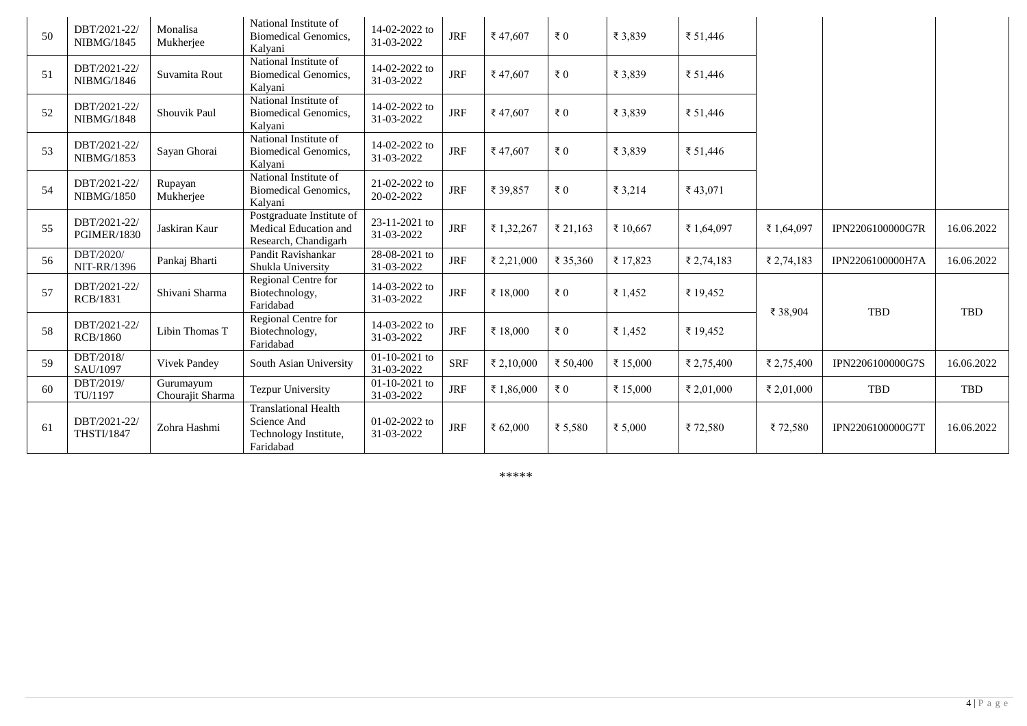| | | | | | | | | | | | | |
|---|---|---|---|---|---|---|---|---|---|---|---|---|
| 50 | DBT/2021-22/ NIBMG/1845 | Monalisa Mukherjee | National Institute of Biomedical Genomics, Kalyani | 14-02-2022 to 31-03-2022 | JRF | ₹ 47,607 | ₹ 0 | ₹ 3,839 | ₹ 51,446 | | | |
| 51 | DBT/2021-22/ NIBMG/1846 | Suvamita Rout | National Institute of Biomedical Genomics, Kalyani | 14-02-2022 to 31-03-2022 | JRF | ₹ 47,607 | ₹ 0 | ₹ 3,839 | ₹ 51,446 | | | |
| 52 | DBT/2021-22/ NIBMG/1848 | Shouvik Paul | National Institute of Biomedical Genomics, Kalyani | 14-02-2022 to 31-03-2022 | JRF | ₹ 47,607 | ₹ 0 | ₹ 3,839 | ₹ 51,446 | | | |
| 53 | DBT/2021-22/ NIBMG/1853 | Sayan Ghorai | National Institute of Biomedical Genomics, Kalyani | 14-02-2022 to 31-03-2022 | JRF | ₹ 47,607 | ₹ 0 | ₹ 3,839 | ₹ 51,446 | | | |
| 54 | DBT/2021-22/ NIBMG/1850 | Rupayan Mukherjee | National Institute of Biomedical Genomics, Kalyani | 21-02-2022 to 20-02-2022 | JRF | ₹ 39,857 | ₹ 0 | ₹ 3,214 | ₹ 43,071 | | | |
| 55 | DBT/2021-22/ PGIMER/1830 | Jaskiran Kaur | Postgraduate Institute of Medical Education and Research, Chandigarh | 23-11-2021 to 31-03-2022 | JRF | ₹ 1,32,267 | ₹ 21,163 | ₹ 10,667 | ₹ 1,64,097 | ₹ 1,64,097 | IPN2206100000G7R | 16.06.2022 |
| 56 | DBT/2020/ NIT-RR/1396 | Pankaj Bharti | Pandit Ravishankar Shukla University | 28-08-2021 to 31-03-2022 | JRF | ₹ 2,21,000 | ₹ 35,360 | ₹ 17,823 | ₹ 2,74,183 | ₹ 2,74,183 | IPN2206100000H7A | 16.06.2022 |
| 57 | DBT/2021-22/ RCB/1831 | Shivani Sharma | Regional Centre for Biotechnology, Faridabad | 14-03-2022 to 31-03-2022 | JRF | ₹ 18,000 | ₹ 0 | ₹ 1,452 | ₹ 19,452 | ₹ 38,904 | TBD | TBD |
| 58 | DBT/2021-22/ RCB/1860 | Libin Thomas T | Regional Centre for Biotechnology, Faridabad | 14-03-2022 to 31-03-2022 | JRF | ₹ 18,000 | ₹ 0 | ₹ 1,452 | ₹ 19,452 | | | |
| 59 | DBT/2018/ SAU/1097 | Vivek Pandey | South Asian University | 01-10-2021 to 31-03-2022 | SRF | ₹ 2,10,000 | ₹ 50,400 | ₹ 15,000 | ₹ 2,75,400 | ₹ 2,75,400 | IPN2206100000G7S | 16.06.2022 |
| 60 | DBT/2019/ TU/1197 | Gurumayum Chourajit Sharma | Tezpur University | 01-10-2021 to 31-03-2022 | JRF | ₹ 1,86,000 | ₹ 0 | ₹ 15,000 | ₹ 2,01,000 | ₹ 2,01,000 | TBD | TBD |
| 61 | DBT/2021-22/ THSTI/1847 | Zohra Hashmi | Translational Health Science And Technology Institute, Faridabad | 01-02-2022 to 31-03-2022 | JRF | ₹ 62,000 | ₹ 5,580 | ₹ 5,000 | ₹ 72,580 | ₹ 72,580 | IPN2206100000G7T | 16.06.2022 |

*****